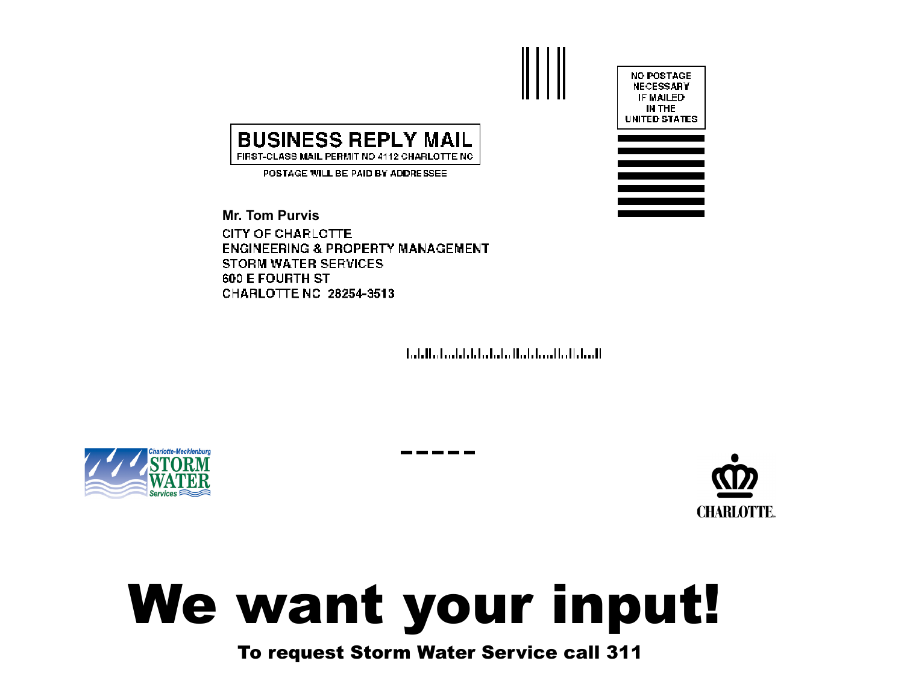NO POSTAGE NECESSARY IF MAILED IN THE UNITED STATES

**BUSINESS REPLY MAIL**

FIRST-CLASS MAIL PERMIT NO 4112 CHARLOTTE NC

POSTAGE WILL BE PAID BY ADDRESSEE

**Mr. Tom Purvis**

CITY OF CHARLOTTE
ENGINEERING & PROPERTY MANAGEMENT
STORM WATER SERVICES
600 E FOURTH ST
CHARLOTTE NC 28254-3513

Charlotte-Mecklenburg STORM WATER Services

CHARLOTTE.

# We want your input!

**To request Storm Water Service call 311**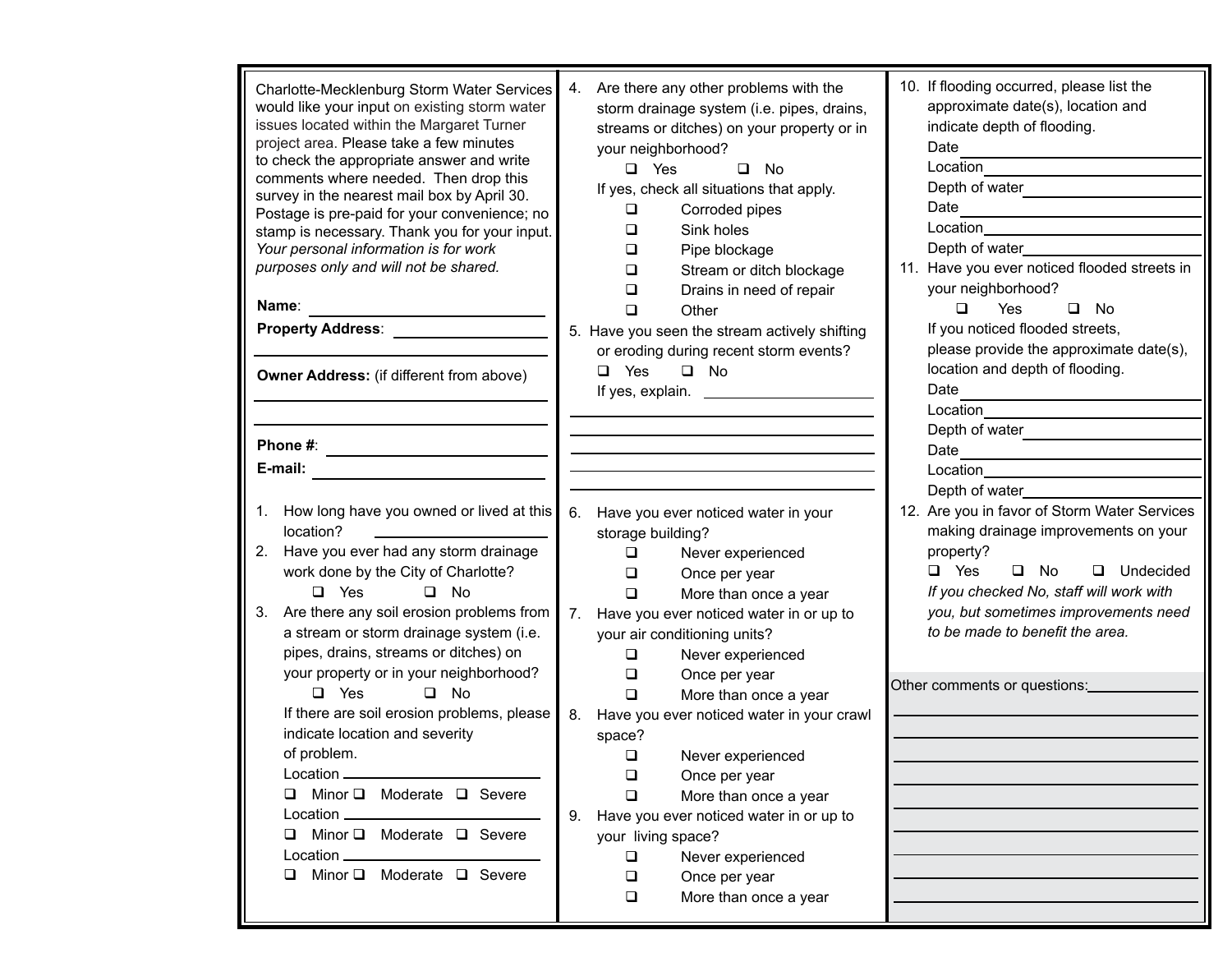Charlotte-Mecklenburg Storm Water Services would like your input on existing storm water issues located within the Margaret Turner project area. Please take a few minutes to check the appropriate answer and write comments where needed. Then drop this survey in the nearest mail box by April 30. Postage is pre-paid for your convenience; no stamp is necessary. Thank you for your input. *Your personal information is for work purposes only and will not be shared.*

**Name**: ____________________

**Property Address**: ____________________

____________________

**Owner Address:** (if different from above)

____________________

____________________

**Phone #**: ____________________

**E-mail:** ____________________

1. How long have you owned or lived at this location? ____________
2. Have you ever had any storm drainage work done by the City of Charlotte?
   - ❑ Yes ❑ No
3. Are there any soil erosion problems from a stream or storm drainage system (i.e. pipes, drains, streams or ditches) on your property or in your neighborhood?
   - ❑ Yes ❑ No

   If there are soil erosion problems, please indicate location and severity of problem.

   Location ____________________
   ❑ Minor ❑ Moderate ❑ Severe

   Location ____________________
   ❑ Minor ❑ Moderate ❑ Severe

   Location ____________________
   ❑ Minor ❑ Moderate ❑ Severe

4. Are there any other problems with the storm drainage system (i.e. pipes, drains, streams or ditches) on your property or in your neighborhood?
   - ❑ Yes ❑ No

   If yes, check all situations that apply.
   - ❑ Corroded pipes
   - ❑ Sink holes
   - ❑ Pipe blockage
   - ❑ Stream or ditch blockage
   - ❑ Drains in need of repair
   - ❑ Other
5. Have you seen the stream actively shifting or eroding during recent storm events?
   - ❑ Yes ❑ No

   If yes, explain. ____________________

   ____________________

   ____________________

   ____________________

   ____________________

   ____________________

6. Have you ever noticed water in your storage building?
   - ❑ Never experienced
   - ❑ Once per year
   - ❑ More than once a year
7. Have you ever noticed water in or up to your air conditioning units?
   - ❑ Never experienced
   - ❑ Once per year
   - ❑ More than once a year
8. Have you ever noticed water in your crawl space?
   - ❑ Never experienced
   - ❑ Once per year
   - ❑ More than once a year
9. Have you ever noticed water in or up to your living space?
   - ❑ Never experienced
   - ❑ Once per year
   - ❑ More than once a year
10. If flooding occurred, please list the approximate date(s), location and indicate depth of flooding.

    Date ____________________
    Location ____________________
    Depth of water ____________________
    Date ____________________
    Location ____________________
    Depth of water ____________________
11. Have you ever noticed flooded streets in your neighborhood?
    - ❑ Yes ❑ No

    If you noticed flooded streets, please provide the approximate date(s), location and depth of flooding.

    Date ____________________
    Location ____________________
    Depth of water ____________________
    Date ____________________
    Location ____________________
    Depth of water ____________________
12. Are you in favor of Storm Water Services making drainage improvements on your property?
    - ❑ Yes ❑ No ❑ Undecided

    *If you checked No, staff will work with you, but sometimes improvements need to be made to benefit the area.*

Other comments or questions: ____________________

____________________

____________________

____________________

____________________

____________________

____________________

____________________

____________________

____________________